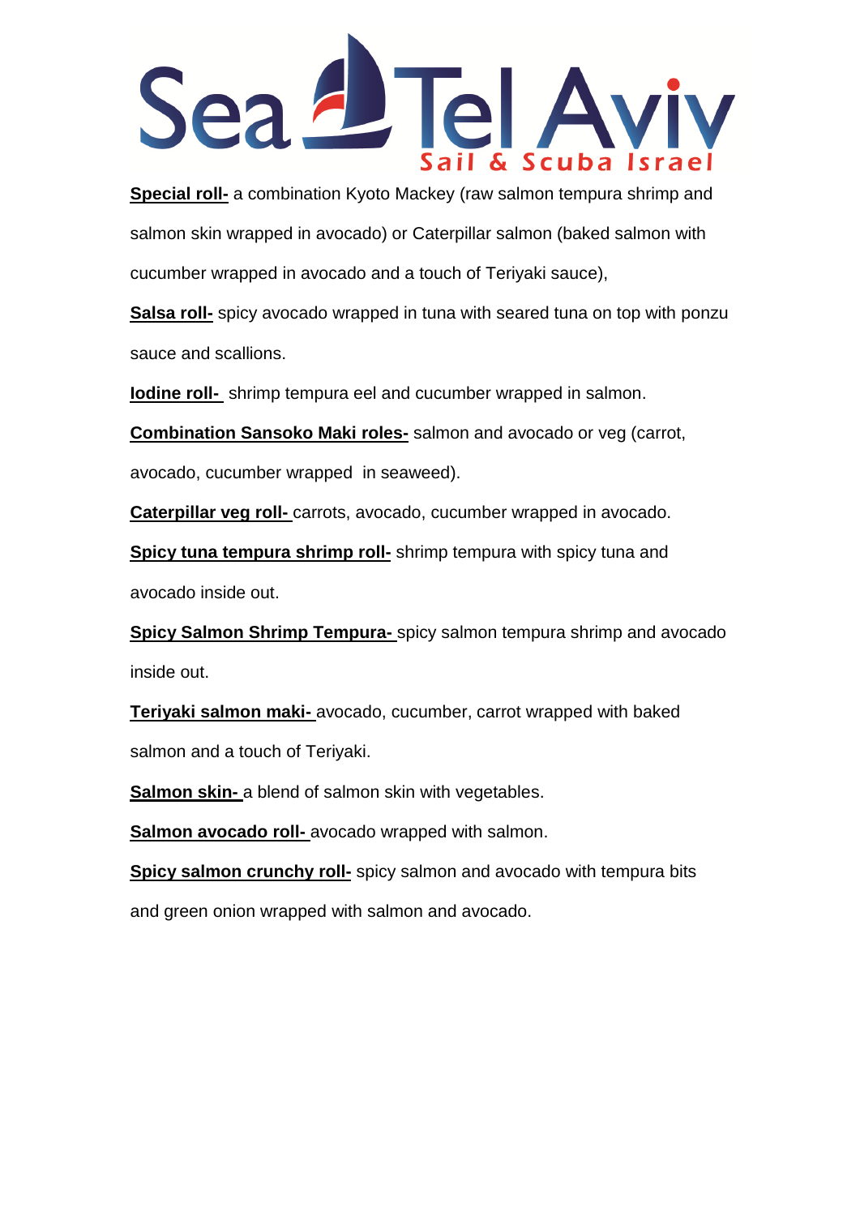# Sea Tel Aviv

Sail & Scuba Israel

**Special roll-** a combination Kyoto Mackey (raw salmon tempura shrimp and salmon skin wrapped in avocado) or Caterpillar salmon (baked salmon with cucumber wrapped in avocado and a touch of Teriyaki sauce),

**Salsa roll-** spicy avocado wrapped in tuna with seared tuna on top with ponzu sauce and scallions.

**Iodine roll-** shrimp tempura eel and cucumber wrapped in salmon.

**Combination Sansoko Maki roles-** salmon and avocado or veg (carrot, avocado, cucumber wrapped in seaweed).

**Caterpillar veg roll-** carrots, avocado, cucumber wrapped in avocado.

**Spicy tuna tempura shrimp roll-** shrimp tempura with spicy tuna and avocado inside out.

**Spicy Salmon Shrimp Tempura-** spicy salmon tempura shrimp and avocado inside out.

**Teriyaki salmon maki-** avocado, cucumber, carrot wrapped with baked salmon and a touch of Teriyaki.

**Salmon skin-** a blend of salmon skin with vegetables.

**Salmon avocado roll-** avocado wrapped with salmon.

**Spicy salmon crunchy roll-** spicy salmon and avocado with tempura bits and green onion wrapped with salmon and avocado.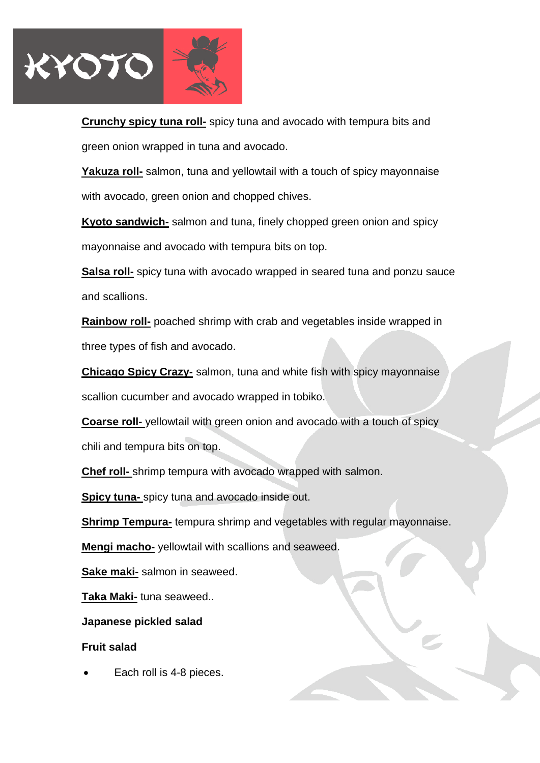KYOTO

**Crunchy spicy tuna roll-** spicy tuna and avocado with tempura bits and green onion wrapped in tuna and avocado.

**Yakuza roll-** salmon, tuna and yellowtail with a touch of spicy mayonnaise with avocado, green onion and chopped chives.

**Kyoto sandwich-** salmon and tuna, finely chopped green onion and spicy mayonnaise and avocado with tempura bits on top.

**Salsa roll-** spicy tuna with avocado wrapped in seared tuna and ponzu sauce and scallions.

**Rainbow roll-** poached shrimp with crab and vegetables inside wrapped in three types of fish and avocado.

**Chicago Spicy Crazy-** salmon, tuna and white fish with spicy mayonnaise scallion cucumber and avocado wrapped in tobiko.

**Coarse roll-** yellowtail with green onion and avocado with a touch of spicy chili and tempura bits on top.

**Chef roll-** shrimp tempura with avocado wrapped with salmon.

**Spicy tuna-** spicy tuna and avocado inside out.

**Shrimp Tempura-** tempura shrimp and vegetables with regular mayonnaise.

**Mengi macho-** yellowtail with scallions and seaweed.

**Sake maki-** salmon in seaweed.

**Taka Maki-** tuna seaweed..

**Japanese pickled salad**

**Fruit salad**

- Each roll is 4-8 pieces.